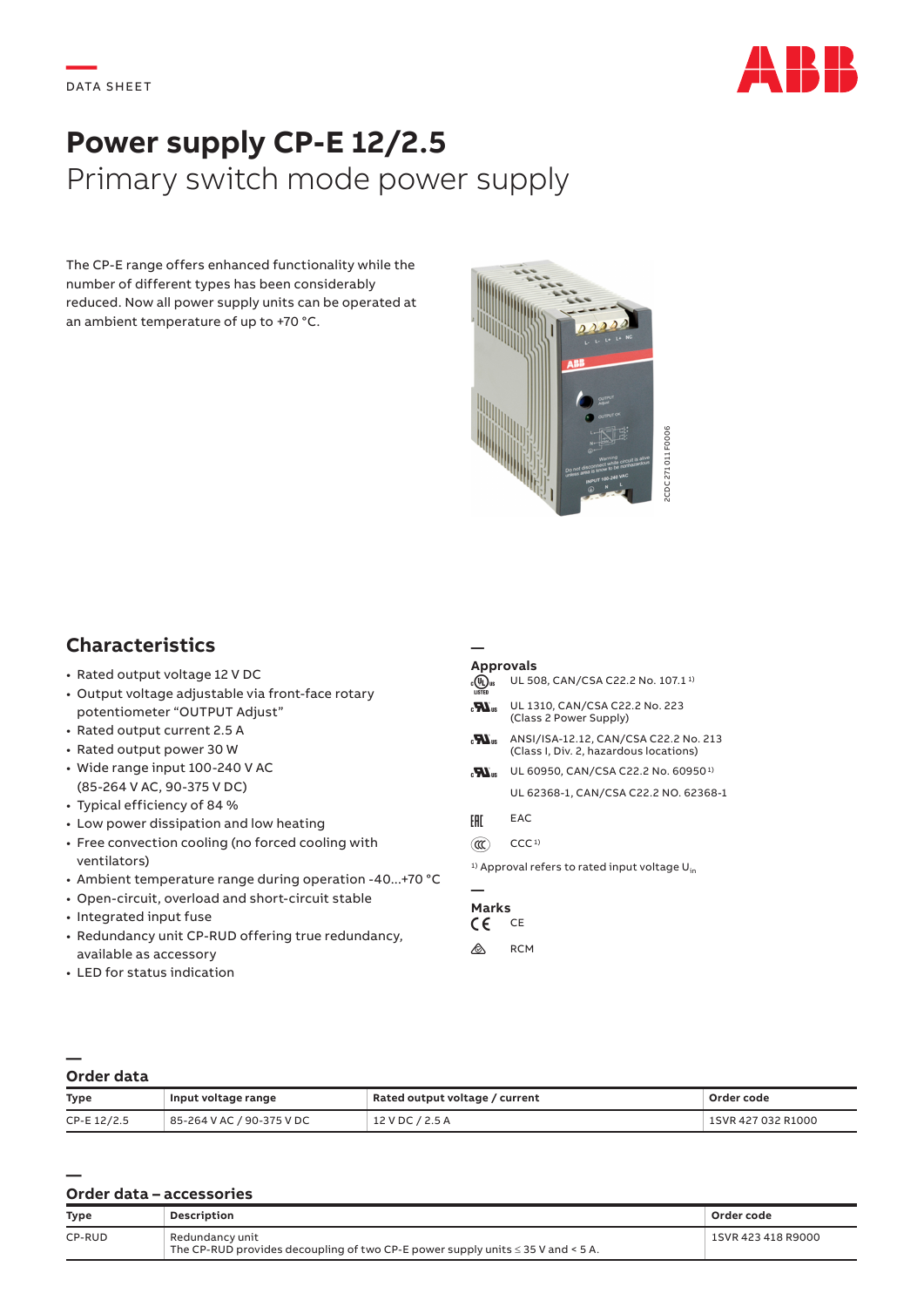DATA SHEET

# Power supply CP-E 12/2.5

Primary switch mode power supply

The CP-E range offers enhanced functionality while the number of different types has been considerably reduced. Now all power supply units can be operated at an ambient temperature of up to +70 °C.

2CDC 271 011 F0006

## Characteristics

- Rated output voltage 12 V DC
- Output voltage adjustable via front-face rotary potentiometer "OUTPUT Adjust"
- Rated output current 2.5 A
- Rated output power 30 W
- Wide range input 100-240 V AC (85-264 V AC, 90-375 V DC)
- Typical efficiency of 84 %
- Low power dissipation and low heating
- Free convection cooling (no forced cooling with ventilators)
- Ambient temperature range during operation -40...+70 °C
- Open-circuit, overload and short-circuit stable
- Integrated input fuse
- Redundancy unit CP-RUD offering true redundancy, available as accessory
- LED for status indication

### Approvals

- UL 508, CAN/CSA C22.2 No. 107.1 [1]
- UL 1310, CAN/CSA C22.2 No. 223 (Class 2 Power Supply)
- ANSI/ISA-12.12, CAN/CSA C22.2 No. 213 (Class I, Div. 2, hazardous locations)
- UL 60950, CAN/CSA C22.2 No. 60950 [1]
- UL 62368-1, CAN/CSA C22.2 NO. 62368-1
- EAC
- CCC [1]

[1] Approval refers to rated input voltage $U_{in}$

### Marks

- CE
- RCM

## Order data

| Type | Input voltage range | Rated output voltage / current | Order code |
|---|---|---|---|
| CP-E 12/2.5 | 85-264 V AC / 90-375 V DC | 12 V DC / 2.5 A | 1SVR 427 032 R1000 |

## Order data – accessories

| Type | Description | Order code |
|---|---|---|
| CP-RUD | Redundancy unit<br>The CP-RUD provides decoupling of two CP-E power supply units ≤ 35 V and < 5 A. | 1SVR 423 418 R9000 |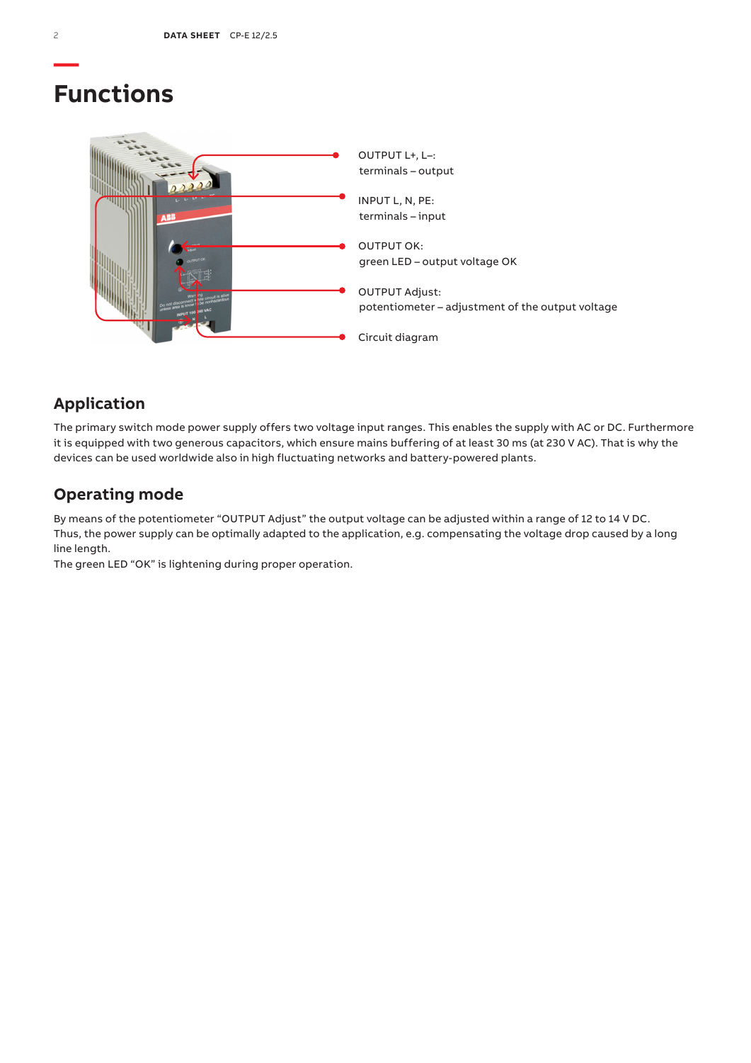# Functions

OUTPUT L+, L–:
terminals – output

INPUT L, N, PE:
terminals – input

OUTPUT OK:
green LED – output voltage OK

OUTPUT Adjust:
potentiometer – adjustment of the output voltage

Circuit diagram

## Application

The primary switch mode power supply offers two voltage input ranges. This enables the supply with AC or DC. Furthermore it is equipped with two generous capacitors, which ensure mains buffering of at least 30 ms (at 230 V AC). That is why the devices can be used worldwide also in high fluctuating networks and battery-powered plants.

## Operating mode

By means of the potentiometer “OUTPUT Adjust” the output voltage can be adjusted within a range of 12 to 14 V DC. Thus, the power supply can be optimally adapted to the application, e.g. compensating the voltage drop caused by a long line length.
The green LED “OK” is lightening during proper operation.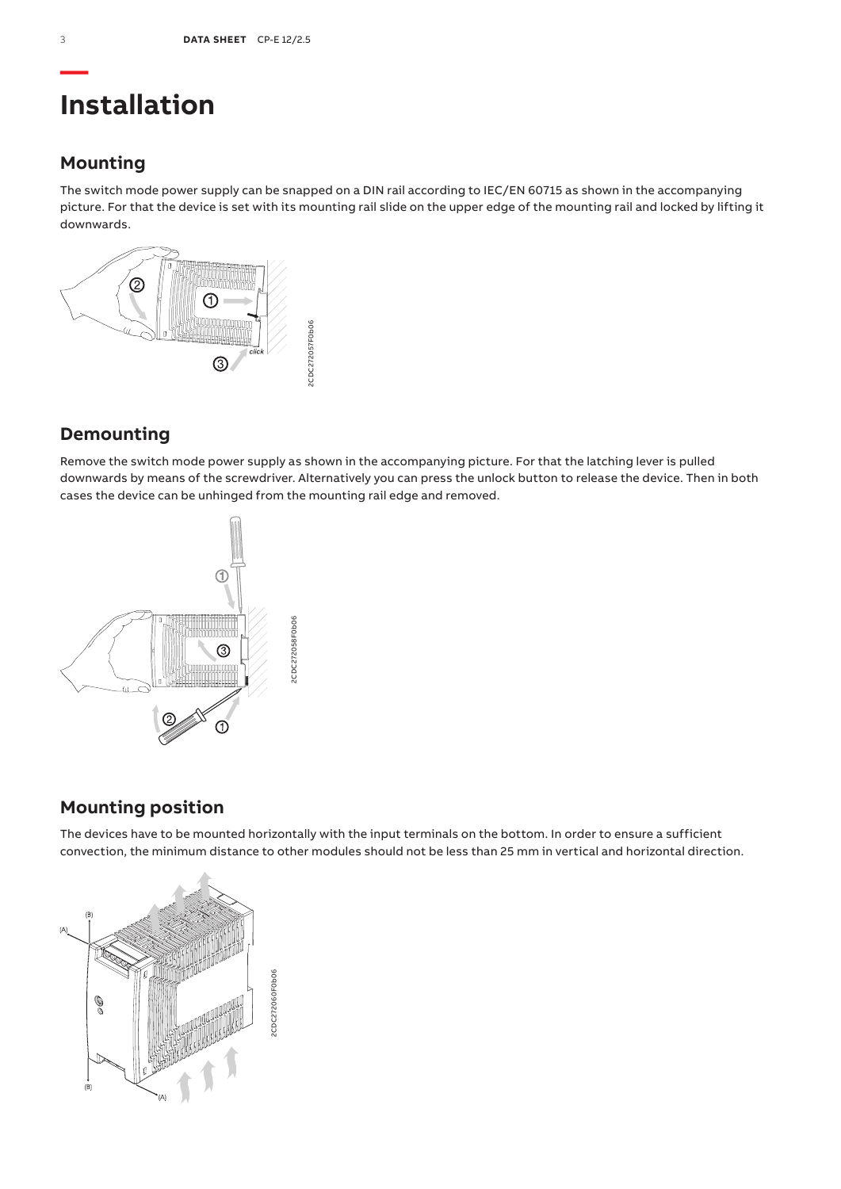# Installation

## Mounting

The switch mode power supply can be snapped on a DIN rail according to IEC/EN 60715 as shown in the accompanying picture. For that the device is set with its mounting rail slide on the upper edge of the mounting rail and locked by lifting it downwards.

## Demounting

Remove the switch mode power supply as shown in the accompanying picture. For that the latching lever is pulled downwards by means of the screwdriver. Alternatively you can press the unlock button to release the device. Then in both cases the device can be unhinged from the mounting rail edge and removed.

## Mounting position

The devices have to be mounted horizontally with the input terminals on the bottom. In order to ensure a sufficient convection, the minimum distance to other modules should not be less than 25 mm in vertical and horizontal direction.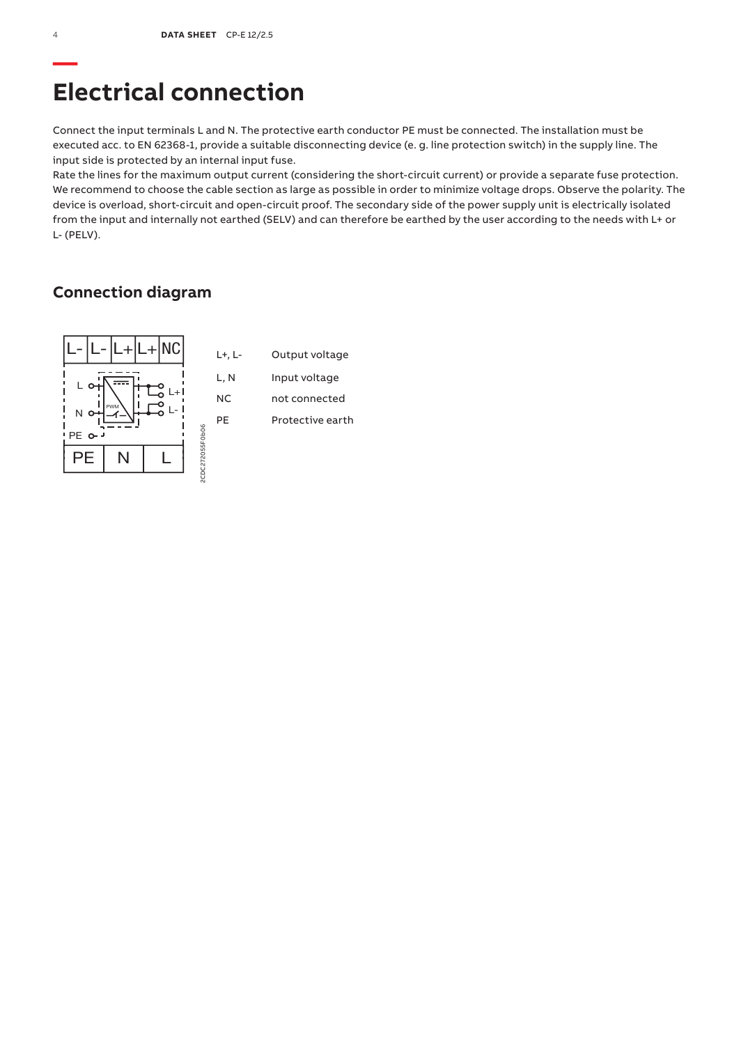# Electrical connection

Connect the input terminals L and N. The protective earth conductor PE must be connected. The installation must be executed acc. to EN 62368-1, provide a suitable disconnecting device (e. g. line protection switch) in the supply line. The input side is protected by an internal input fuse.

Rate the lines for the maximum output current (considering the short-circuit current) or provide a separate fuse protection. We recommend to choose the cable section as large as possible in order to minimize voltage drops. Observe the polarity. The device is overload, short-circuit and open-circuit proof. The secondary side of the power supply unit is electrically isolated from the input and internally not earthed (SELV) and can therefore be earthed by the user according to the needs with L+ or L- (PELV).

## Connection diagram

| | |
|---|---|
| L+, L- | Output voltage |
| L, N | Input voltage |
| NC | not connected |
| PE | Protective earth |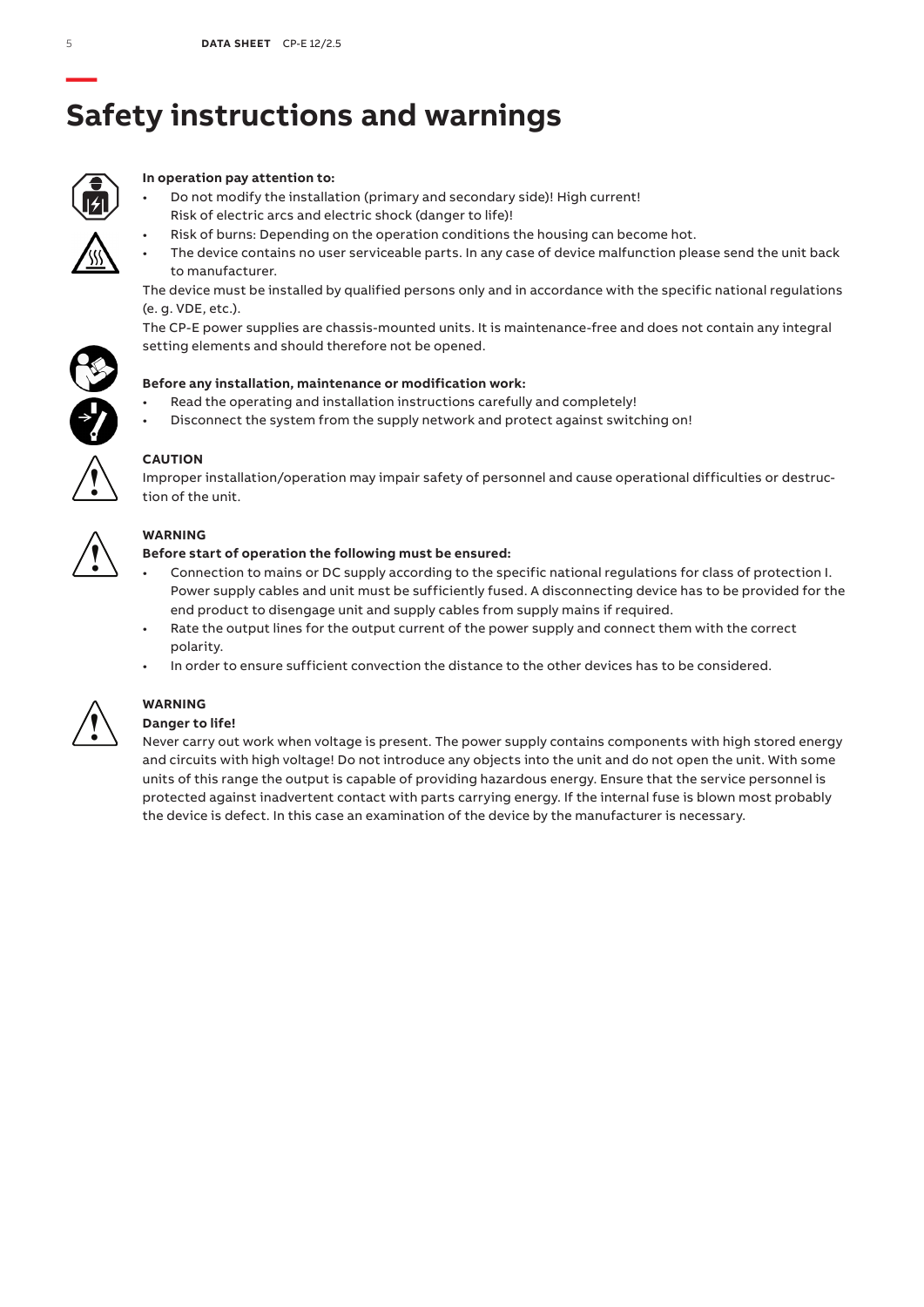# Safety instructions and warnings

**In operation pay attention to:**

- Do not modify the installation (primary and secondary side)! High current! Risk of electric arcs and electric shock (danger to life)!
- Risk of burns: Depending on the operation conditions the housing can become hot.
- The device contains no user serviceable parts. In any case of device malfunction please send the unit back to manufacturer.

The device must be installed by qualified persons only and in accordance with the specific national regulations (e. g. VDE, etc.).

The CP-E power supplies are chassis-mounted units. It is maintenance-free and does not contain any integral setting elements and should therefore not be opened.

**Before any installation, maintenance or modification work:**

- Read the operating and installation instructions carefully and completely!
- Disconnect the system from the supply network and protect against switching on!

**CAUTION**

Improper installation/operation may impair safety of personnel and cause operational difficulties or destruction of the unit.

**WARNING**

**Before start of operation the following must be ensured:**

- Connection to mains or DC supply according to the specific national regulations for class of protection I. Power supply cables and unit must be sufficiently fused. A disconnecting device has to be provided for the end product to disengage unit and supply cables from supply mains if required.
- Rate the output lines for the output current of the power supply and connect them with the correct polarity.
- In order to ensure sufficient convection the distance to the other devices has to be considered.

**WARNING**

**Danger to life!**

Never carry out work when voltage is present. The power supply contains components with high stored energy and circuits with high voltage! Do not introduce any objects into the unit and do not open the unit. With some units of this range the output is capable of providing hazardous energy. Ensure that the service personnel is protected against inadvertent contact with parts carrying energy. If the internal fuse is blown most probably the device is defect. In this case an examination of the device by the manufacturer is necessary.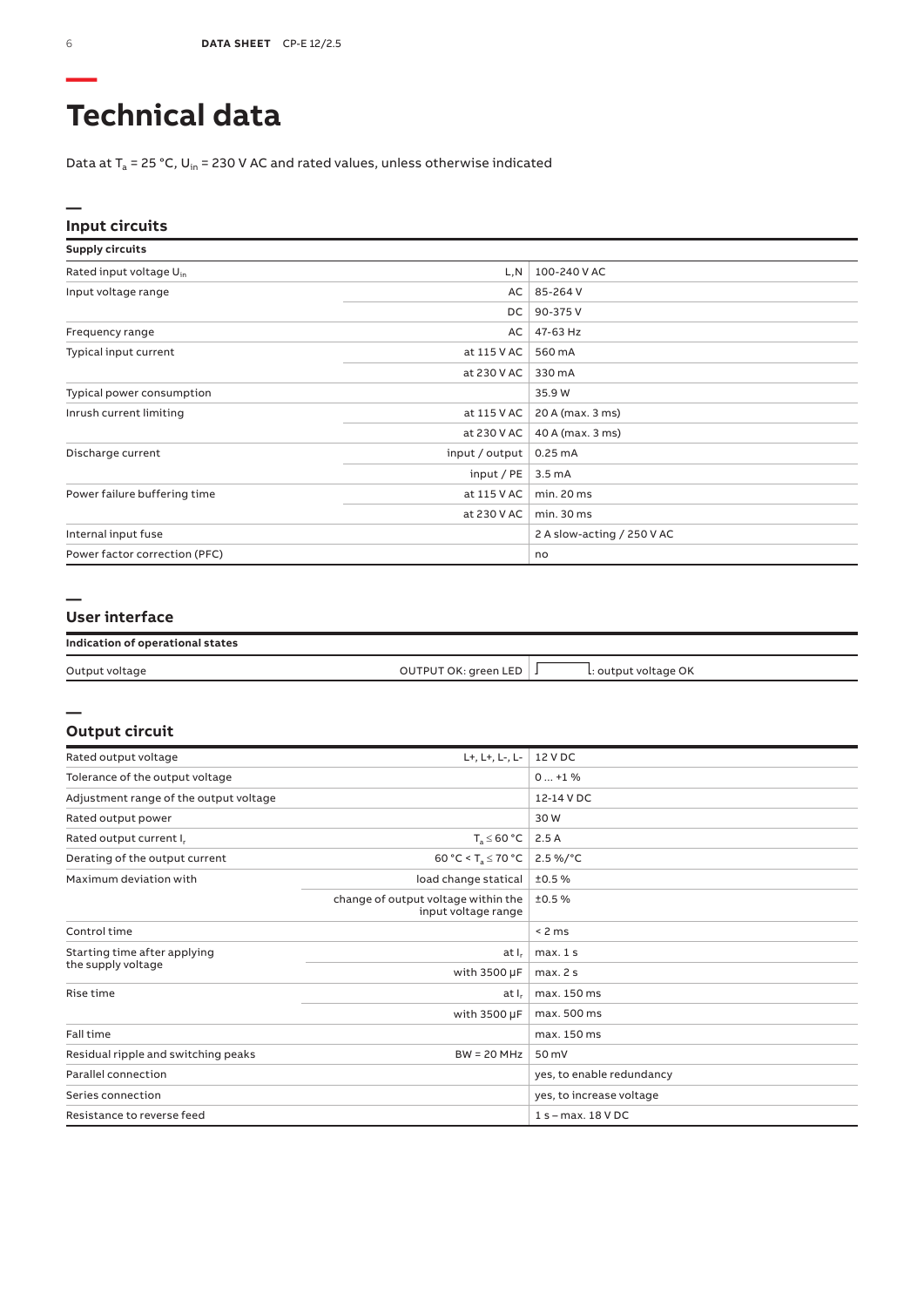# Technical data

Data at $T_a$ = 25 °C, $U_{in}$ = 230 V AC and rated values, unless otherwise indicated

## Input circuits

| **Supply circuits** | | |
|---|---|---|
| Rated input voltage $U_{in}$ | L,N | 100-240 V AC |
| Input voltage range | AC | 85-264 V |
| | DC | 90-375 V |
| Frequency range | AC | 47-63 Hz |
| Typical input current | at 115 V AC | 560 mA |
| | at 230 V AC | 330 mA |
| Typical power consumption | | 35.9 W |
| Inrush current limiting | at 115 V AC | 20 A (max. 3 ms) |
| | at 230 V AC | 40 A (max. 3 ms) |
| Discharge current | input / output | 0.25 mA |
| | input / PE | 3.5 mA |
| Power failure buffering time | at 115 V AC | min. 20 ms |
| | at 230 V AC | min. 30 ms |
| Internal input fuse | | 2 A slow-acting / 250 V AC |
| Power factor correction (PFC) | | no |

## User interface

| **Indication of operational states** | | |
|---|---|---|
| Output voltage | OUTPUT OK: green LED | ⎍ : output voltage OK |

## Output circuit

| Rated output voltage | L+, L+, L-, L- | 12 V DC |
|---|---|---|
| Tolerance of the output voltage | | 0 ... +1 % |
| Adjustment range of the output voltage | | 12-14 V DC |
| Rated output power | | 30 W |
| Rated output current $I_r$ | $T_a \leq 60$ °C | 2.5 A |
| Derating of the output current | 60 °C < $T_a \leq 70$ °C | 2.5 %/°C |
| Maximum deviation with | load change statical | ±0.5 % |
| | change of output voltage within the input voltage range | ±0.5 % |
| Control time | | < 2 ms |
| Starting time after applying the supply voltage | at $I_r$ | max. 1 s |
| | with 3500 μF | max. 2 s |
| Rise time | at $I_r$ | max. 150 ms |
| | with 3500 μF | max. 500 ms |
| Fall time | | max. 150 ms |
| Residual ripple and switching peaks | BW = 20 MHz | 50 mV |
| Parallel connection | | yes, to enable redundancy |
| Series connection | | yes, to increase voltage |
| Resistance to reverse feed | | 1 s – max. 18 V DC |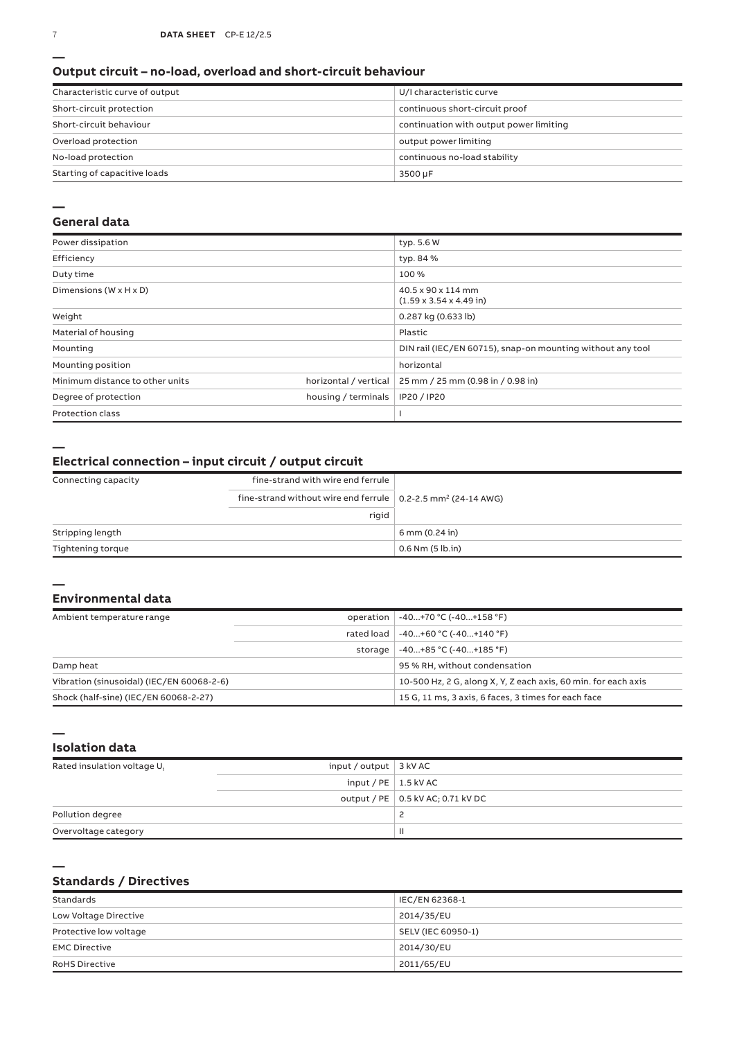## Output circuit – no-load, overload and short-circuit behaviour

| | |
|---|---|
| Characteristic curve of output | U/I characteristic curve |
| Short-circuit protection | continuous short-circuit proof |
| Short-circuit behaviour | continuation with output power limiting |
| Overload protection | output power limiting |
| No-load protection | continuous no-load stability |
| Starting of capacitive loads | 3500 µF |

## General data

| | | |
|---|---|---|
| Power dissipation | | typ. 5.6 W |
| Efficiency | | typ. 84 % |
| Duty time | | 100 % |
| Dimensions (W x H x D) | | 40.5 x 90 x 114 mm (1.59 x 3.54 x 4.49 in) |
| Weight | | 0.287 kg (0.633 lb) |
| Material of housing | | Plastic |
| Mounting | | DIN rail (IEC/EN 60715), snap-on mounting without any tool |
| Mounting position | | horizontal |
| Minimum distance to other units | horizontal / vertical | 25 mm / 25 mm (0.98 in / 0.98 in) |
| Degree of protection | housing / terminals | IP20 / IP20 |
| Protection class | | I |

## Electrical connection – input circuit / output circuit

| | | |
|---|---|---|
| Connecting capacity | fine-strand with wire end ferrule | 0.2-2.5 mm² (24-14 AWG) |
| | fine-strand without wire end ferrule | |
| | rigid | |
| Stripping length | | 6 mm (0.24 in) |
| Tightening torque | | 0.6 Nm (5 lb.in) |

## Environmental data

| | | |
|---|---|---|
| Ambient temperature range | operation | -40...+70 °C (-40...+158 °F) |
| | rated load | -40...+60 °C (-40...+140 °F) |
| | storage | -40...+85 °C (-40...+185 °F) |
| Damp heat | | 95 % RH, without condensation |
| Vibration (sinusoidal) (IEC/EN 60068-2-6) | | 10-500 Hz, 2 G, along X, Y, Z each axis, 60 min. for each axis |
| Shock (half-sine) (IEC/EN 60068-2-27) | | 15 G, 11 ms, 3 axis, 6 faces, 3 times for each face |

## Isolation data

| | | |
|---|---|---|
| Rated insulation voltage $U_i$ | input / output | 3 kV AC |
| | input / PE | 1.5 kV AC |
| | output / PE | 0.5 kV AC; 0.71 kV DC |
| Pollution degree | | 2 |
| Overvoltage category | | II |

## Standards / Directives

| | |
|---|---|
| Standards | IEC/EN 62368-1 |
| Low Voltage Directive | 2014/35/EU |
| Protective low voltage | SELV (IEC 60950-1) |
| EMC Directive | 2014/30/EU |
| RoHS Directive | 2011/65/EU |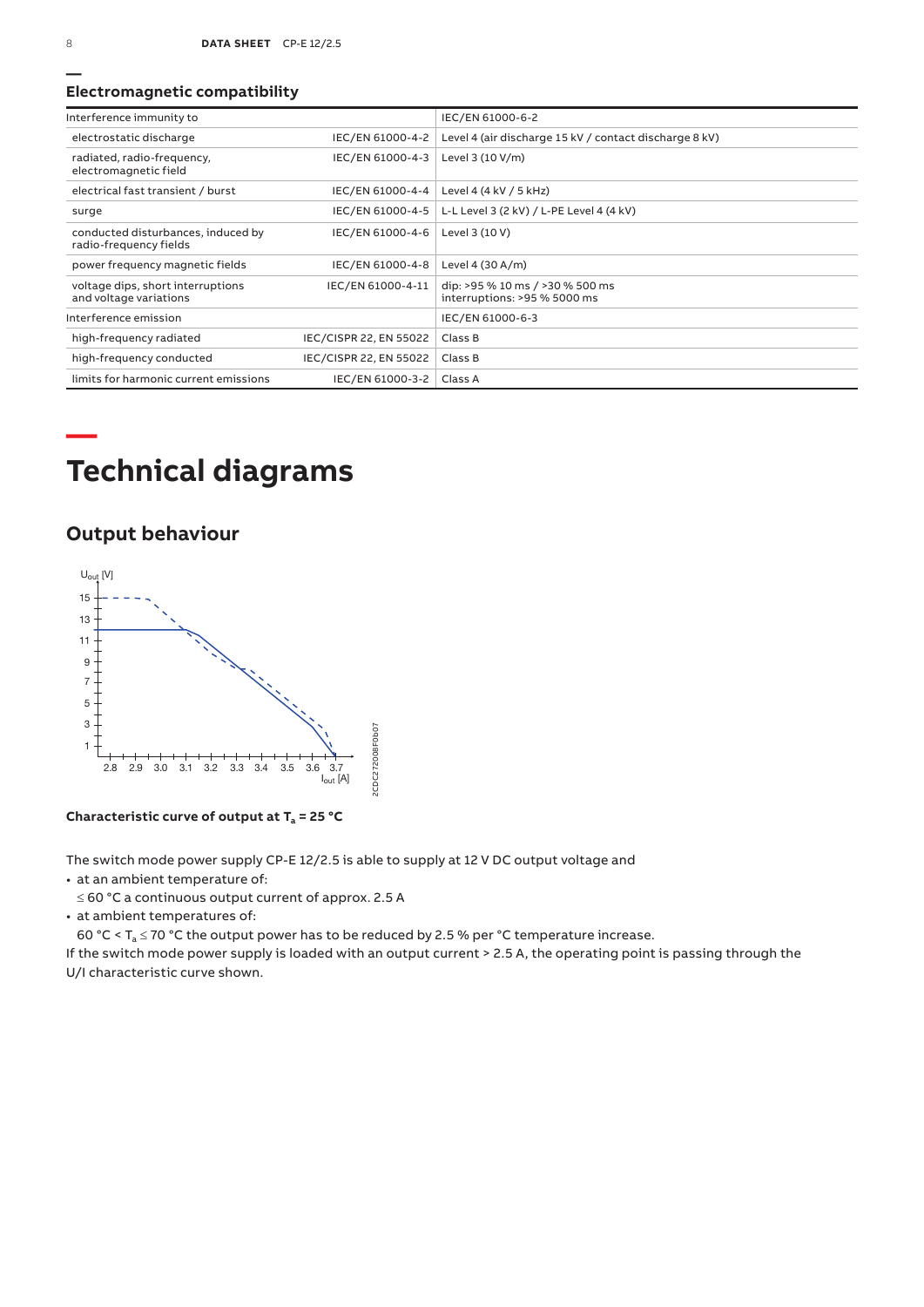## Electromagnetic compatibility

| Interference immunity to | | IEC/EN 61000-6-2 |
|---|---|---|
| electrostatic discharge | IEC/EN 61000-4-2 | Level 4 (air discharge 15 kV / contact discharge 8 kV) |
| radiated, radio-frequency, electromagnetic field | IEC/EN 61000-4-3 | Level 3 (10 V/m) |
| electrical fast transient / burst | IEC/EN 61000-4-4 | Level 4 (4 kV / 5 kHz) |
| surge | IEC/EN 61000-4-5 | L-L Level 3 (2 kV) / L-PE Level 4 (4 kV) |
| conducted disturbances, induced by radio-frequency fields | IEC/EN 61000-4-6 | Level 3 (10 V) |
| power frequency magnetic fields | IEC/EN 61000-4-8 | Level 4 (30 A/m) |
| voltage dips, short interruptions and voltage variations | IEC/EN 61000-4-11 | dip: >95 % 10 ms / >30 % 500 ms<br>interruptions: >95 % 5000 ms |
| Interference emission | | IEC/EN 61000-6-3 |
| high-frequency radiated | IEC/CISPR 22, EN 55022 | Class B |
| high-frequency conducted | IEC/CISPR 22, EN 55022 | Class B |
| limits for harmonic current emissions | IEC/EN 61000-3-2 | Class A |

# Technical diagrams

## Output behaviour

**Characteristic curve of output at $T_a$ = 25 °C**

The switch mode power supply CP-E 12/2.5 is able to supply at 12 V DC output voltage and

- at an ambient temperature of:
  ≤ 60 °C a continuous output current of approx. 2.5 A
- at ambient temperatures of:
  60 °C < $T_a$ ≤ 70 °C the output power has to be reduced by 2.5 % per °C temperature increase.

If the switch mode power supply is loaded with an output current > 2.5 A, the operating point is passing through the U/I characteristic curve shown.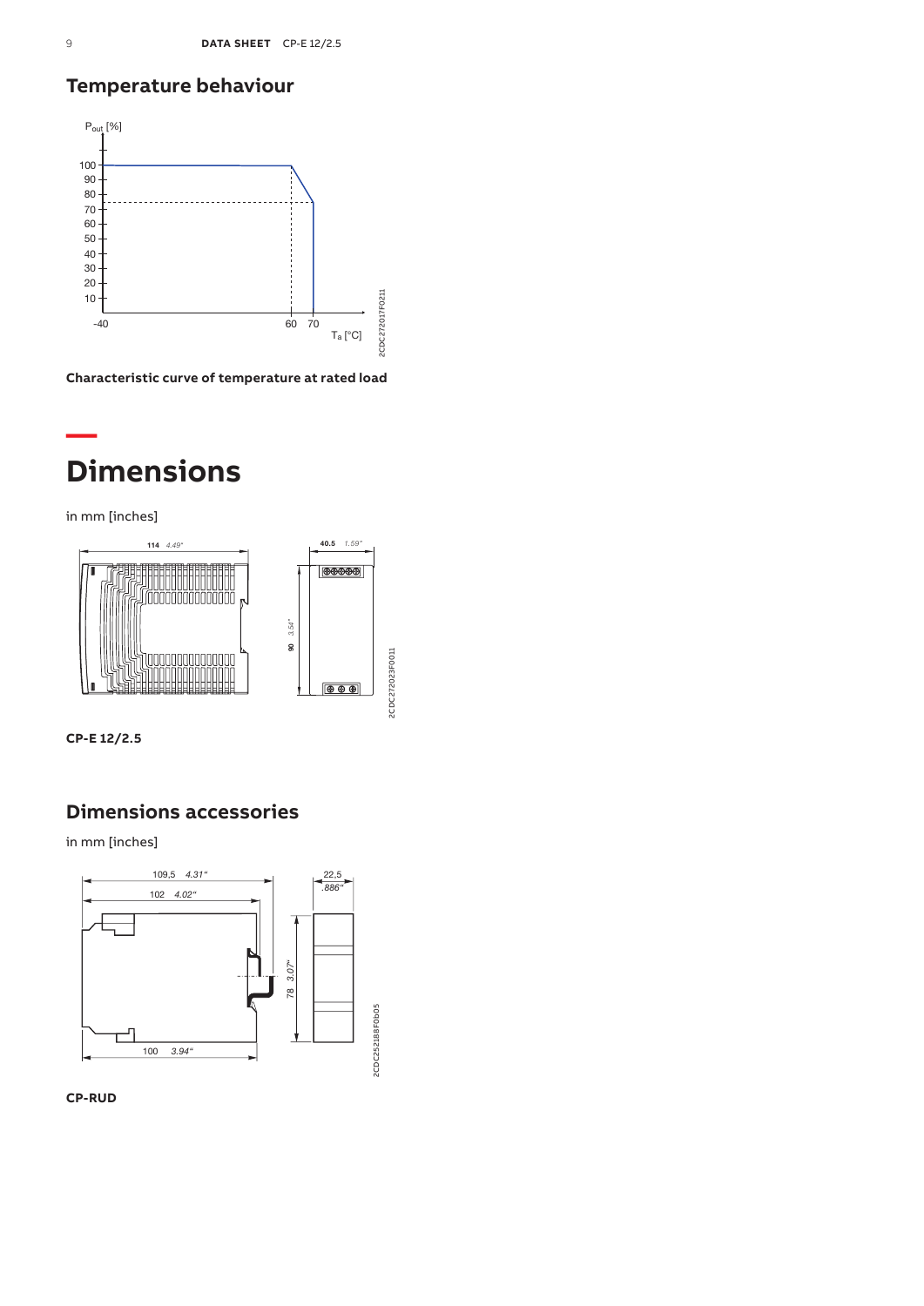## Temperature behaviour

**Characteristic curve of temperature at rated load**

# Dimensions

in mm [inches]

**CP-E 12/2.5**

## Dimensions accessories

in mm [inches]

**CP-RUD**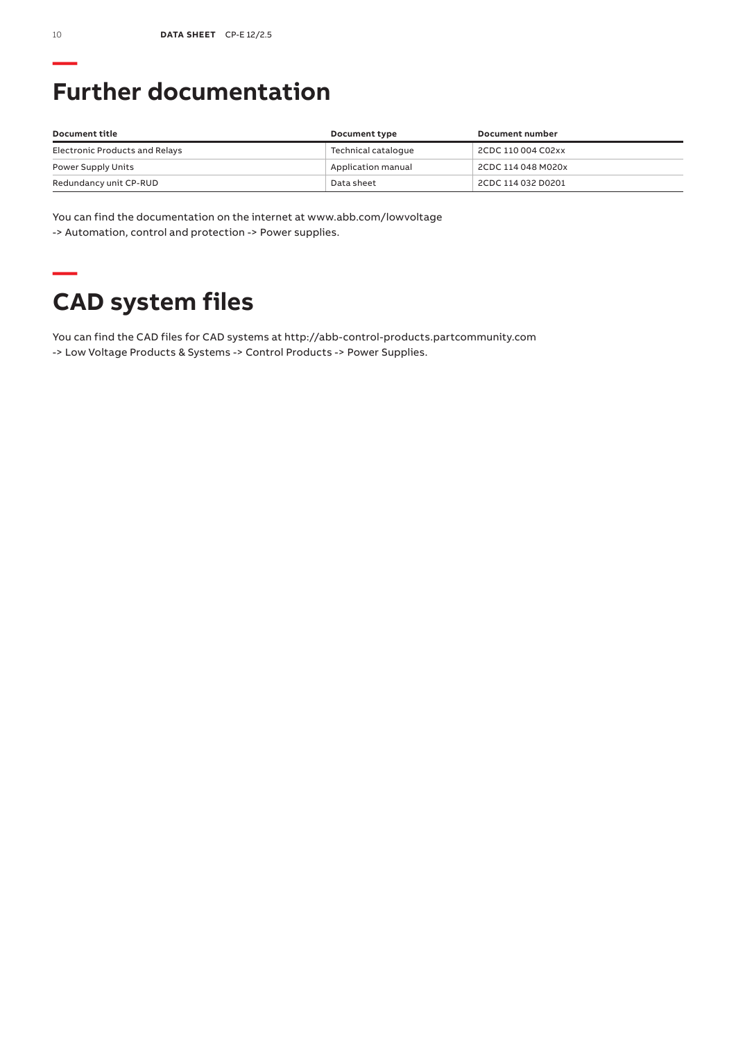## Further documentation

| Document title | Document type | Document number |
| --- | --- | --- |
| Electronic Products and Relays | Technical catalogue | 2CDC 110 004 C02xx |
| Power Supply Units | Application manual | 2CDC 114 048 M020x |
| Redundancy unit CP-RUD | Data sheet | 2CDC 114 032 D0201 |

You can find the documentation on the internet at www.abb.com/lowvoltage
-> Automation, control and protection -> Power supplies.

## CAD system files

You can find the CAD files for CAD systems at http://abb-control-products.partcommunity.com
-> Low Voltage Products & Systems -> Control Products -> Power Supplies.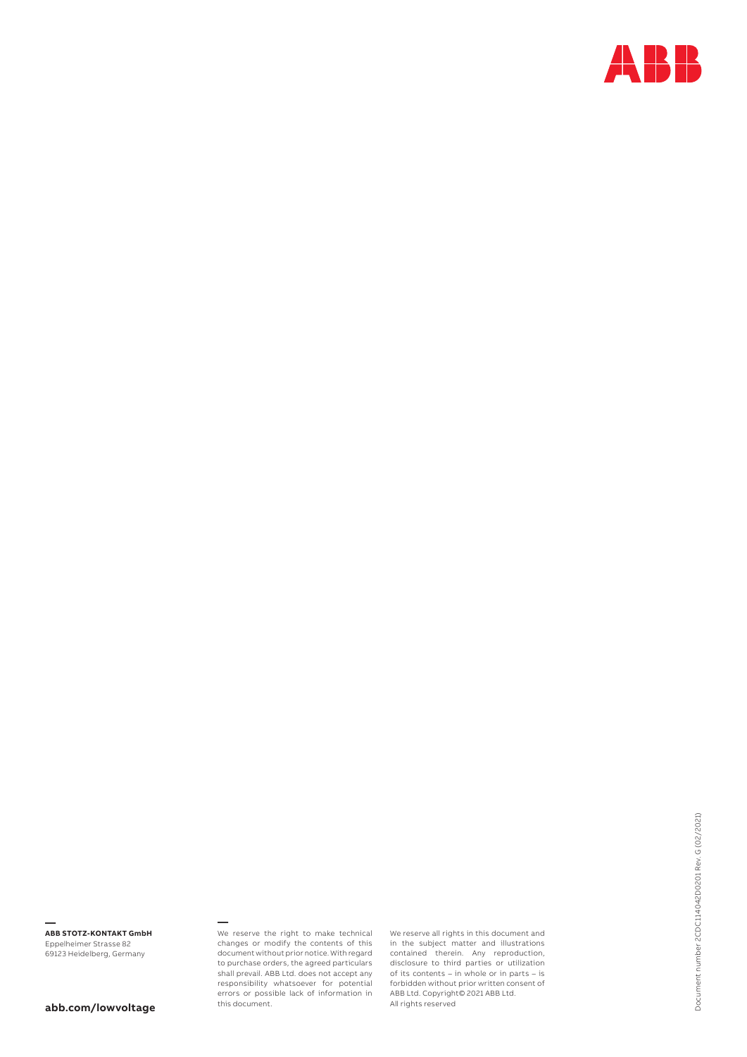**ABB STOTZ-KONTAKT GmbH**
Eppelheimer Strasse 82
69123 Heidelberg, Germany

**abb.com/lowvoltage**

We reserve the right to make technical changes or modify the contents of this document without prior notice. With regard to purchase orders, the agreed particulars shall prevail. ABB Ltd. does not accept any responsibility whatsoever for potential errors or possible lack of information in this document.

We reserve all rights in this document and in the subject matter and illustrations contained therein. Any reproduction, disclosure to third parties or utilization of its contents – in whole or in parts – is forbidden without prior written consent of ABB Ltd. Copyright© 2021 ABB Ltd.
All rights reserved

Document number 2CDC114042D0201 Rev. G (02/2021)